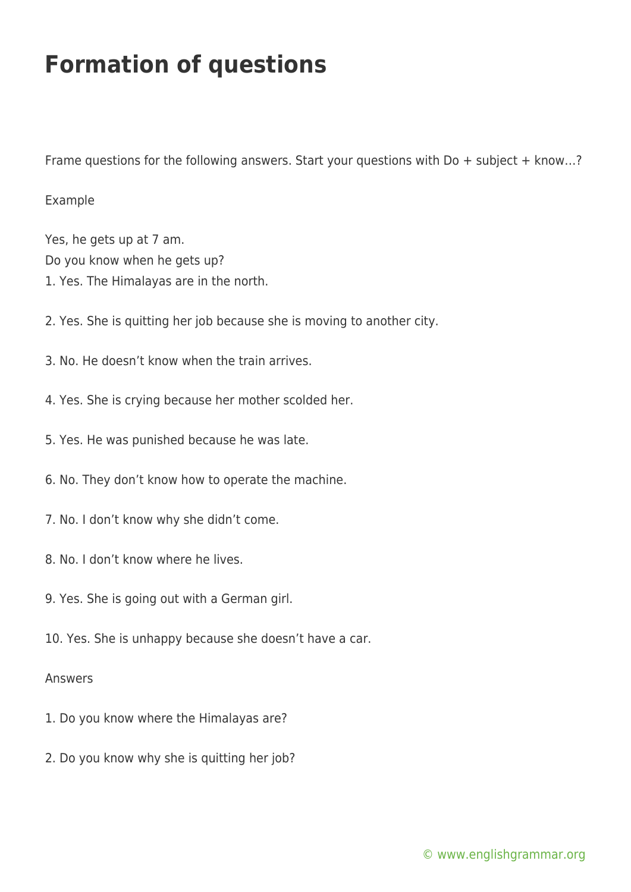# Formation of questions

Frame questions for the following answers. Start your questions with Do + subject + know…?

Example

Yes, he gets up at 7 am.
Do you know when he gets up?

1. Yes. The Himalayas are in the north.

2. Yes. She is quitting her job because she is moving to another city.

3. No. He doesn't know when the train arrives.

4. Yes. She is crying because her mother scolded her.

5. Yes. He was punished because he was late.

6. No. They don't know how to operate the machine.

7. No. I don't know why she didn't come.

8. No. I don't know where he lives.

9. Yes. She is going out with a German girl.

10. Yes. She is unhappy because she doesn't have a car.

Answers

1. Do you know where the Himalayas are?

2. Do you know why she is quitting her job?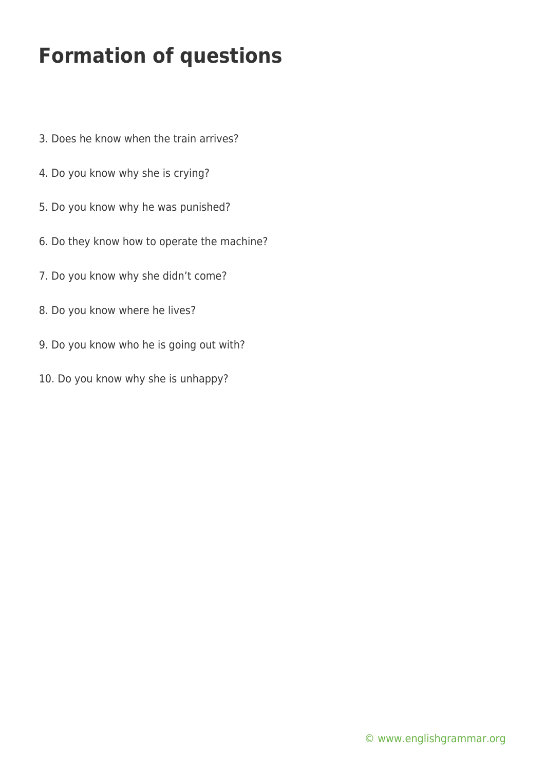# Formation of questions

3. Does he know when the train arrives?

4. Do you know why she is crying?

5. Do you know why he was punished?

6. Do they know how to operate the machine?

7. Do you know why she didn't come?

8. Do you know where he lives?

9. Do you know who he is going out with?

10. Do you know why she is unhappy?